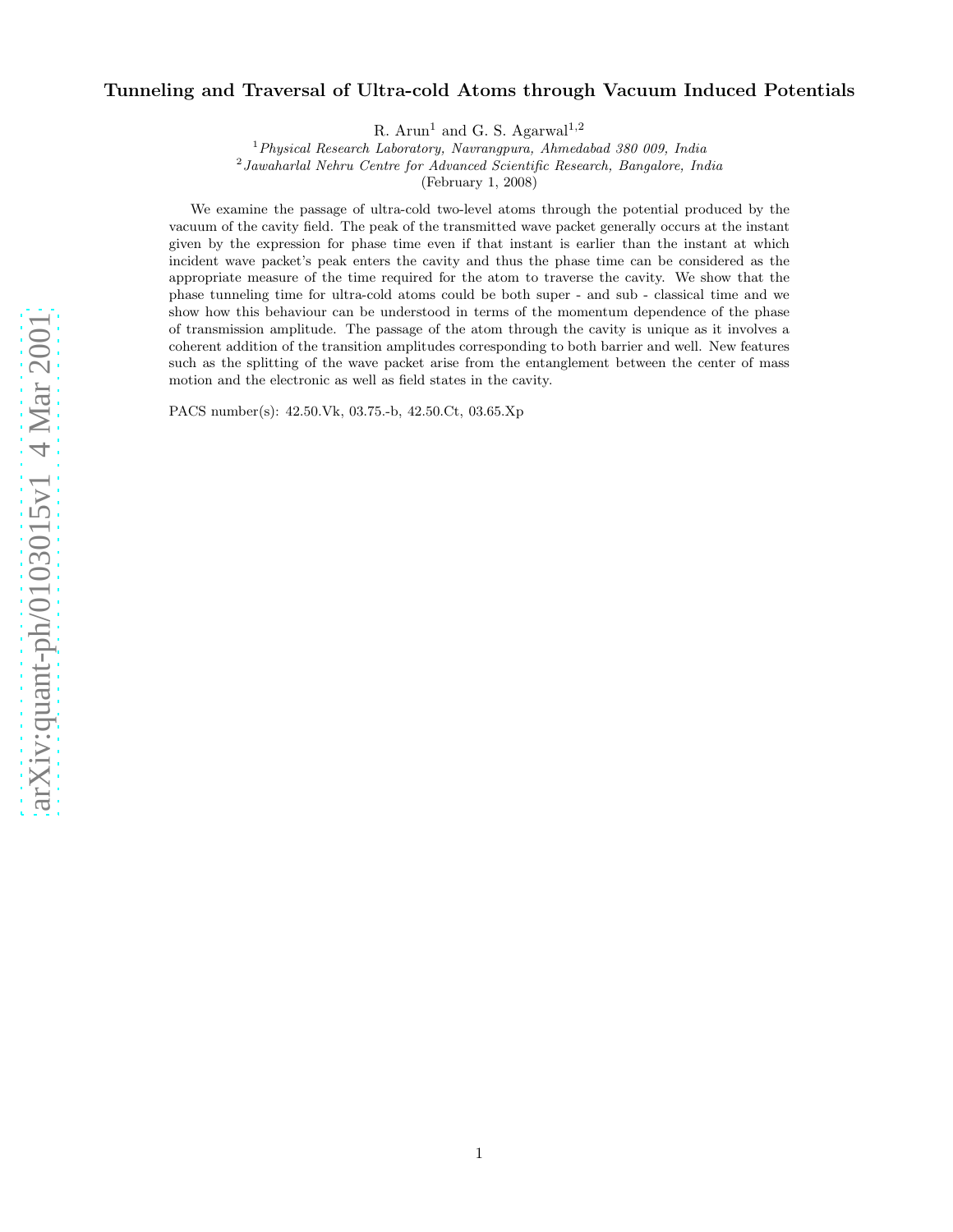# Tunneling and Traversal of Ultra-cold Atoms through Vacuum Induced Potentials

R. Arun[1] and G. S. Agarwal[1,2]

[1] *Physical Research Laboratory, Navrangpura, Ahmedabad 380 009, India*
[2] *Jawaharlal Nehru Centre for Advanced Scientific Research, Bangalore, India*

(February 1, 2008)

We examine the passage of ultra-cold two-level atoms through the potential produced by the vacuum of the cavity field. The peak of the transmitted wave packet generally occurs at the instant given by the expression for phase time even if that instant is earlier than the instant at which incident wave packet's peak enters the cavity and thus the phase time can be considered as the appropriate measure of the time required for the atom to traverse the cavity. We show that the phase tunneling time for ultra-cold atoms could be both super - and sub - classical time and we show how this behaviour can be understood in terms of the momentum dependence of the phase of transmission amplitude. The passage of the atom through the cavity is unique as it involves a coherent addition of the transition amplitudes corresponding to both barrier and well. New features such as the splitting of the wave packet arise from the entanglement between the center of mass motion and the electronic as well as field states in the cavity.

PACS number(s): 42.50.Vk, 03.75.-b, 42.50.Ct, 03.65.Xp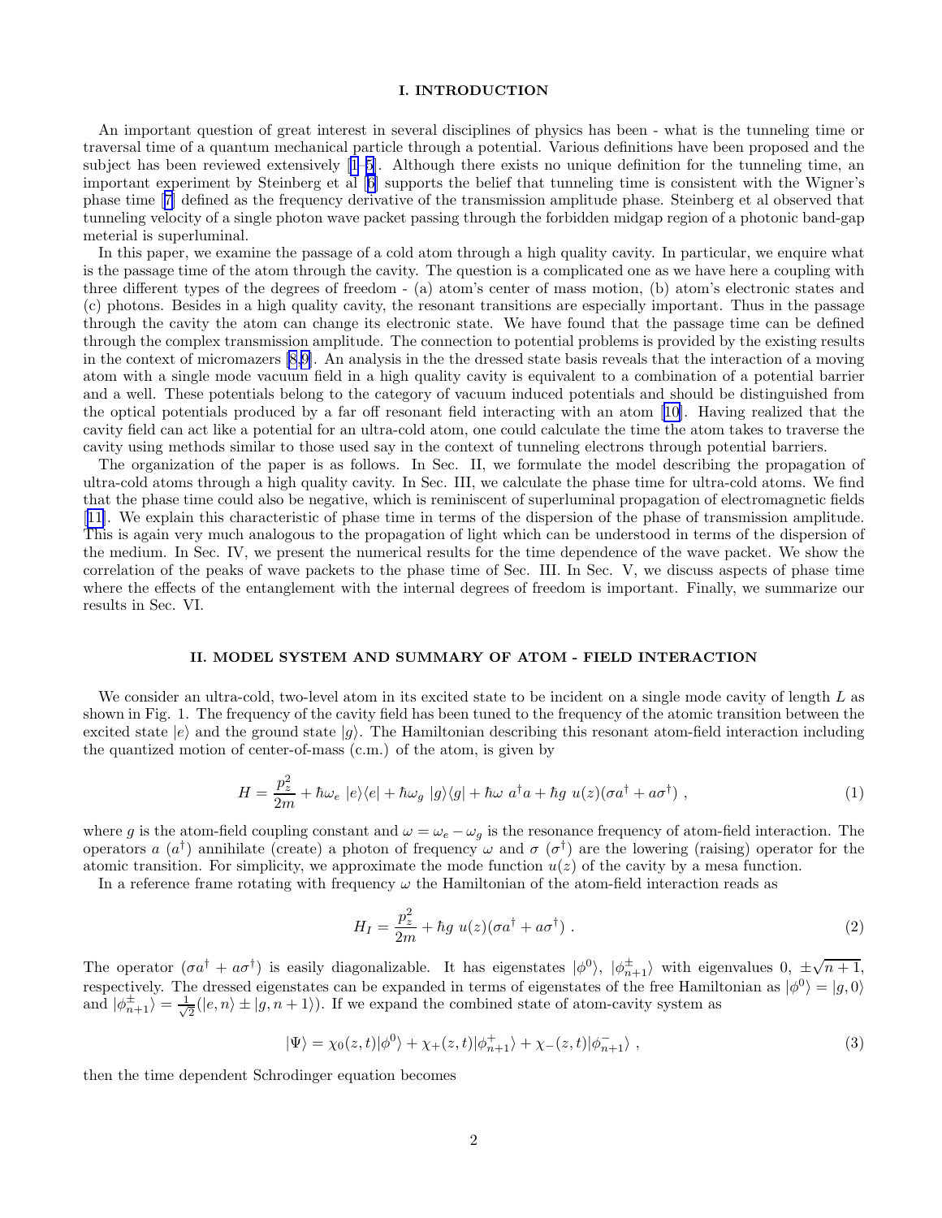## I. INTRODUCTION

An important question of great interest in several disciplines of physics has been - what is the tunneling time or traversal time of a quantum mechanical particle through a potential. Various definitions have been proposed and the subject has been reviewed extensively [1–5]. Although there exists no unique definition for the tunneling time, an important experiment by Steinberg et al [6] supports the belief that tunneling time is consistent with the Wigner's phase time [7] defined as the frequency derivative of the transmission amplitude phase. Steinberg et al observed that tunneling velocity of a single photon wave packet passing through the forbidden midgap region of a photonic band-gap meterial is superluminal.

In this paper, we examine the passage of a cold atom through a high quality cavity. In particular, we enquire what is the passage time of the atom through the cavity. The question is a complicated one as we have here a coupling with three different types of the degrees of freedom - (a) atom's center of mass motion, (b) atom's electronic states and (c) photons. Besides in a high quality cavity, the resonant transitions are especially important. Thus in the passage through the cavity the atom can change its electronic state. We have found that the passage time can be defined through the complex transmission amplitude. The connection to potential problems is provided by the existing results in the context of micromazers [8,9]. An analysis in the the dressed state basis reveals that the interaction of a moving atom with a single mode vacuum field in a high quality cavity is equivalent to a combination of a potential barrier and a well. These potentials belong to the category of vacuum induced potentials and should be distinguished from the optical potentials produced by a far off resonant field interacting with an atom [10]. Having realized that the cavity field can act like a potential for an ultra-cold atom, one could calculate the time the atom takes to traverse the cavity using methods similar to those used say in the context of tunneling electrons through potential barriers.

The organization of the paper is as follows. In Sec. II, we formulate the model describing the propagation of ultra-cold atoms through a high quality cavity. In Sec. III, we calculate the phase time for ultra-cold atoms. We find that the phase time could also be negative, which is reminiscent of superluminal propagation of electromagnetic fields [11]. We explain this characteristic of phase time in terms of the dispersion of the phase of transmission amplitude. This is again very much analogous to the propagation of light which can be understood in terms of the dispersion of the medium. In Sec. IV, we present the numerical results for the time dependence of the wave packet. We show the correlation of the peaks of wave packets to the phase time of Sec. III. In Sec. V, we discuss aspects of phase time where the effects of the entanglement with the internal degrees of freedom is important. Finally, we summarize our results in Sec. VI.

## II. MODEL SYSTEM AND SUMMARY OF ATOM - FIELD INTERACTION

We consider an ultra-cold, two-level atom in its excited state to be incident on a single mode cavity of length $L$ as shown in Fig. 1. The frequency of the cavity field has been tuned to the frequency of the atomic transition between the excited state $|e\rangle$ and the ground state $|g\rangle$. The Hamiltonian describing this resonant atom-field interaction including the quantized motion of center-of-mass (c.m.) of the atom, is given by

$$H = \frac{p_z^2}{2m} + \hbar\omega_e \; |e\rangle\langle e| + \hbar\omega_g \; |g\rangle\langle g| + \hbar\omega \; a^\dagger a + \hbar g \; u(z)(\sigma a^\dagger + a\sigma^\dagger) \; , \tag{1}$$

where $g$ is the atom-field coupling constant and $\omega = \omega_e - \omega_g$ is the resonance frequency of atom-field interaction. The operators $a$ ($a^\dagger$) annihilate (create) a photon of frequency $\omega$ and $\sigma$ ($\sigma^\dagger$) are the lowering (raising) operator for the atomic transition. For simplicity, we approximate the mode function $u(z)$ of the cavity by a mesa function.

In a reference frame rotating with frequency $\omega$ the Hamiltonian of the atom-field interaction reads as

$$H_I = \frac{p_z^2}{2m} + \hbar g \; u(z)(\sigma a^\dagger + a\sigma^\dagger) \; . \tag{2}$$

The operator $(\sigma a^\dagger + a\sigma^\dagger)$ is easily diagonalizable. It has eigenstates $|\phi^0\rangle$, $|\phi^\pm_{n+1}\rangle$ with eigenvalues 0, $\pm\sqrt{n+1}$, respectively. The dressed eigenstates can be expanded in terms of eigenstates of the free Hamiltonian as $|\phi^0\rangle = |g,0\rangle$ and $|\phi^\pm_{n+1}\rangle = \frac{1}{\sqrt{2}}(|e,n\rangle \pm |g,n+1\rangle)$. If we expand the combined state of atom-cavity system as

$$|\Psi\rangle = \chi_0(z,t)|\phi^0\rangle + \chi_+(z,t)|\phi^+_{n+1}\rangle + \chi_-(z,t)|\phi^-_{n+1}\rangle \; , \tag{3}$$

then the time dependent Schrodinger equation becomes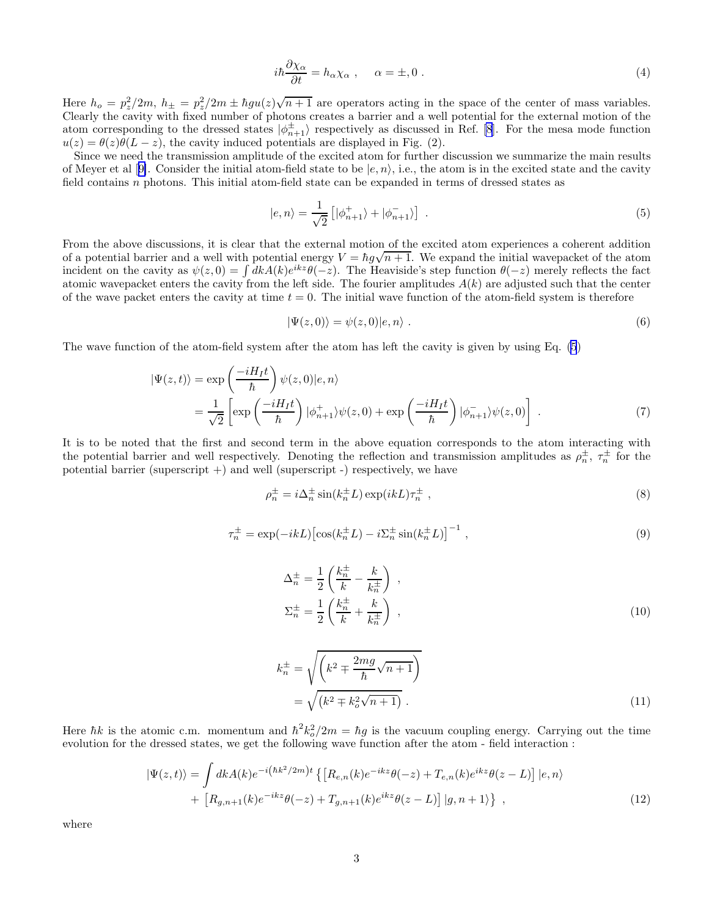$$i\hbar\frac{\partial \chi_\alpha}{\partial t} = h_\alpha \chi_\alpha \ , \quad \alpha = \pm, 0 \ . \tag{4}$$

Here $h_o = p_z^2/2m$, $h_\pm = p_z^2/2m \pm \hbar g u(z)\sqrt{n+1}$ are operators acting in the space of the center of mass variables. Clearly the cavity with fixed number of photons creates a barrier and a well potential for the external motion of the atom corresponding to the dressed states $|\phi^\pm_{n+1}\rangle$ respectively as discussed in Ref. [8]. For the mesa mode function $u(z) = \theta(z)\theta(L-z)$, the cavity induced potentials are displayed in Fig. (2).

Since we need the transmission amplitude of the excited atom for further discussion we summarize the main results of Meyer et al [9]. Consider the initial atom-field state to be $|e,n\rangle$, i.e., the atom is in the excited state and the cavity field contains $n$ photons. This initial atom-field state can be expanded in terms of dressed states as

$$|e,n\rangle = \frac{1}{\sqrt{2}}\left[|\phi^+_{n+1}\rangle + |\phi^-_{n+1}\rangle\right] \ . \tag{5}$$

From the above discussions, it is clear that the external motion of the excited atom experiences a coherent addition of a potential barrier and a well with potential energy $V = \hbar g\sqrt{n+1}$. We expand the initial wavepacket of the atom incident on the cavity as $\psi(z,0) = \int dk A(k) e^{ikz}\theta(-z)$. The Heaviside's step function $\theta(-z)$ merely reflects the fact atomic wavepacket enters the cavity from the left side. The fourier amplitudes $A(k)$ are adjusted such that the center of the wave packet enters the cavity at time $t = 0$. The initial wave function of the atom-field system is therefore

$$|\Psi(z,0)\rangle = \psi(z,0)|e,n\rangle \ . \tag{6}$$

The wave function of the atom-field system after the atom has left the cavity is given by using Eq. (5)

$$\begin{aligned}
|\Psi(z,t)\rangle &= \exp\left(\frac{-iH_I t}{\hbar}\right)\psi(z,0)|e,n\rangle \\
&= \frac{1}{\sqrt{2}}\left[\exp\left(\frac{-iH_I t}{\hbar}\right)|\phi^+_{n+1}\rangle\psi(z,0) + \exp\left(\frac{-iH_I t}{\hbar}\right)|\phi^-_{n+1}\rangle\psi(z,0)\right] \ .
\end{aligned} \tag{7}$$

It is to be noted that the first and second term in the above equation corresponds to the atom interacting with the potential barrier and well respectively. Denoting the reflection and transmission amplitudes as $\rho^\pm_n$, $\tau^\pm_n$ for the potential barrier (superscript +) and well (superscript -) respectively, we have

$$\rho^\pm_n = i\Delta^\pm_n \sin(k^\pm_n L)\exp(ikL)\tau^\pm_n \ , \tag{8}$$

$$\tau^\pm_n = \exp(-ikL)\left[\cos(k^\pm_n L) - i\Sigma^\pm_n \sin(k^\pm_n L)\right]^{-1} \ , \tag{9}$$

$$\begin{aligned}
\Delta^\pm_n &= \frac{1}{2}\left(\frac{k^\pm_n}{k} - \frac{k}{k^\pm_n}\right) \ , \\
\Sigma^\pm_n &= \frac{1}{2}\left(\frac{k^\pm_n}{k} + \frac{k}{k^\pm_n}\right) \ ,
\end{aligned} \tag{10}$$

$$\begin{aligned}
k^\pm_n &= \sqrt{\left(k^2 \mp \frac{2mg}{\hbar}\sqrt{n+1}\right)} \\
&= \sqrt{\left(k^2 \mp k_o^2\sqrt{n+1}\right)} \ .
\end{aligned} \tag{11}$$

Here $\hbar k$ is the atomic c.m. momentum and $\hbar^2 k_o^2/2m = \hbar g$ is the vacuum coupling energy. Carrying out the time evolution for the dressed states, we get the following wave function after the atom - field interaction :

$$\begin{aligned}
|\Psi(z,t)\rangle = \int dk A(k) e^{-i(\hbar k^2/2m)t} \big\{ &\left[R_{e,n}(k)e^{-ikz}\theta(-z) + T_{e,n}(k)e^{ikz}\theta(z-L)\right]|e,n\rangle \\
+ &\left[R_{g,n+1}(k)e^{-ikz}\theta(-z) + T_{g,n+1}(k)e^{ikz}\theta(z-L)\right]|g,n+1\rangle \big\} \ ,
\end{aligned} \tag{12}$$

where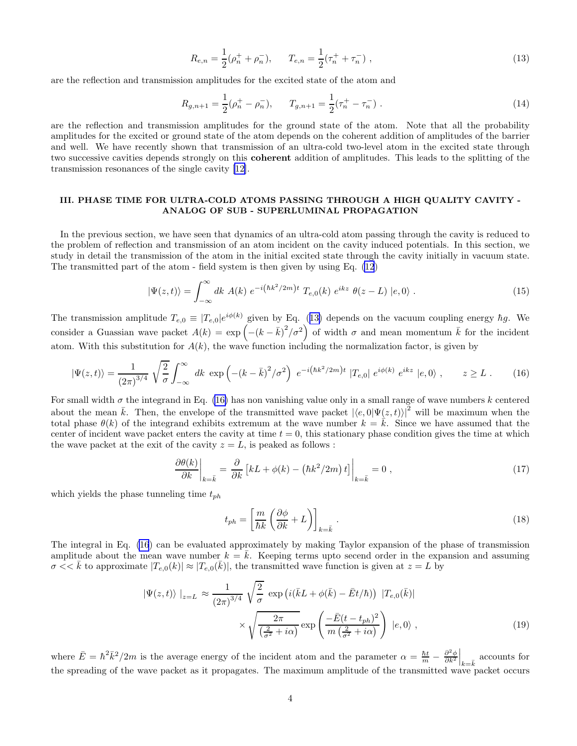$$R_{e,n} = \frac{1}{2}(\rho_n^+ + \rho_n^-), \qquad T_{e,n} = \frac{1}{2}(\tau_n^+ + \tau_n^-)\ , \tag{13}$$

are the reflection and transmission amplitudes for the excited state of the atom and

$$R_{g,n+1} = \frac{1}{2}(\rho_n^+ - \rho_n^-), \qquad T_{g,n+1} = \frac{1}{2}(\tau_n^+ - \tau_n^-)\ . \tag{14}$$

are the reflection and transmission amplitudes for the ground state of the atom. Note that all the probability amplitudes for the excited or ground state of the atom depends on the coherent addition of amplitudes of the barrier and well. We have recently shown that transmission of an ultra-cold two-level atom in the excited state through two successive cavities depends strongly on this **coherent** addition of amplitudes. This leads to the splitting of the transmission resonances of the single cavity [12].

## III. PHASE TIME FOR ULTRA-COLD ATOMS PASSING THROUGH A HIGH QUALITY CAVITY - ANALOG OF SUB - SUPERLUMINAL PROPAGATION

In the previous section, we have seen that dynamics of an ultra-cold atom passing through the cavity is reduced to the problem of reflection and transmission of an atom incident on the cavity induced potentials. In this section, we study in detail the transmission of the atom in the initial excited state through the cavity initially in vacuum state. The transmitted part of the atom - field system is then given by using Eq. (12)

$$|\Psi(z,t)\rangle = \int_{-\infty}^{\infty} dk\ A(k)\ e^{-i\left(\hbar k^2/2m\right)t}\ T_{e,0}(k)\ e^{ikz}\ \theta(z-L)\ |e,0\rangle\ . \tag{15}$$

The transmission amplitude $T_{e,0} \equiv |T_{e,0}|e^{i\phi(k)}$ given by Eq. (13) depends on the vacuum coupling energy $\hbar g$. We consider a Guassian wave packet $A(k) = \exp\left(-(k-\bar{k})^2/\sigma^2\right)$ of width $\sigma$ and mean momentum $\bar{k}$ for the incident atom. With this substitution for $A(k)$, the wave function including the normalization factor, is given by

$$|\Psi(z,t)\rangle = \frac{1}{(2\pi)^{3/4}}\sqrt{\frac{2}{\sigma}}\int_{-\infty}^{\infty} dk\ \exp\left(-(k-\bar{k})^2/\sigma^2\right)\ e^{-i\left(\hbar k^2/2m\right)t}\ |T_{e,0}|\ e^{i\phi(k)}\ e^{ikz}\ |e,0\rangle\ , \qquad z \geq L\ . \tag{16}$$

For small width $\sigma$ the integrand in Eq. (16) has non vanishing value only in a small range of wave numbers $k$ centered about the mean $\bar{k}$. Then, the envelope of the transmitted wave packet $|\langle e,0|\Psi(z,t)\rangle|^2$ will be maximum when the total phase $\theta(k)$ of the integrand exhibits extremum at the wave number $k = \bar{k}$. Since we have assumed that the center of incident wave packet enters the cavity at time $t = 0$, this stationary phase condition gives the time at which the wave packet at the exit of the cavity $z = L$, is peaked as follows :

$$\left.\frac{\partial\theta(k)}{\partial k}\right|_{k=\bar{k}} = \left.\frac{\partial}{\partial k}\left[kL + \phi(k) - \left(\hbar k^2/2m\right)t\right]\right|_{k=\bar{k}} = 0\ , \tag{17}$$

which yields the phase tunneling time $t_{ph}$

$$t_{ph} = \left[\frac{m}{\hbar k}\left(\frac{\partial\phi}{\partial k} + L\right)\right]_{k=\bar{k}}\ . \tag{18}$$

The integral in Eq. (16) can be evaluated approximately by making Taylor expansion of the phase of transmission amplitude about the mean wave number $k = \bar{k}$. Keeping terms upto secend order in the expansion and assuming $\sigma << \bar{k}$ to approximate $|T_{e,0}(k)| \approx |T_{e,0}(\bar{k})|$, the transmitted wave function is given at $z = L$ by

$$\begin{aligned}|\Psi(z,t)\rangle\ |_{z=L} \approx\ & \frac{1}{(2\pi)^{3/4}}\sqrt{\frac{2}{\sigma}}\ \exp\left(i(\bar{k}L + \phi(\bar{k}) - \bar{E}t/\hbar)\right)\ |T_{e,0}(\bar{k})| \\ & \times\sqrt{\frac{2\pi}{\left(\frac{2}{\sigma^2} + i\alpha\right)}}\exp\left(\frac{-\bar{E}(t-t_{ph})^2}{m\left(\frac{2}{\sigma^2} + i\alpha\right)}\right)\ |e,0\rangle\ ,\end{aligned} \tag{19}$$

where $\bar{E} = \hbar^2\bar{k}^2/2m$ is the average energy of the incident atom and the parameter $\alpha = \frac{\hbar t}{m} - \left.\frac{\partial^2\phi}{\partial k^2}\right|_{k=\bar{k}}$ accounts for the spreading of the wave packet as it propagates. The maximum amplitude of the transmitted wave packet occurs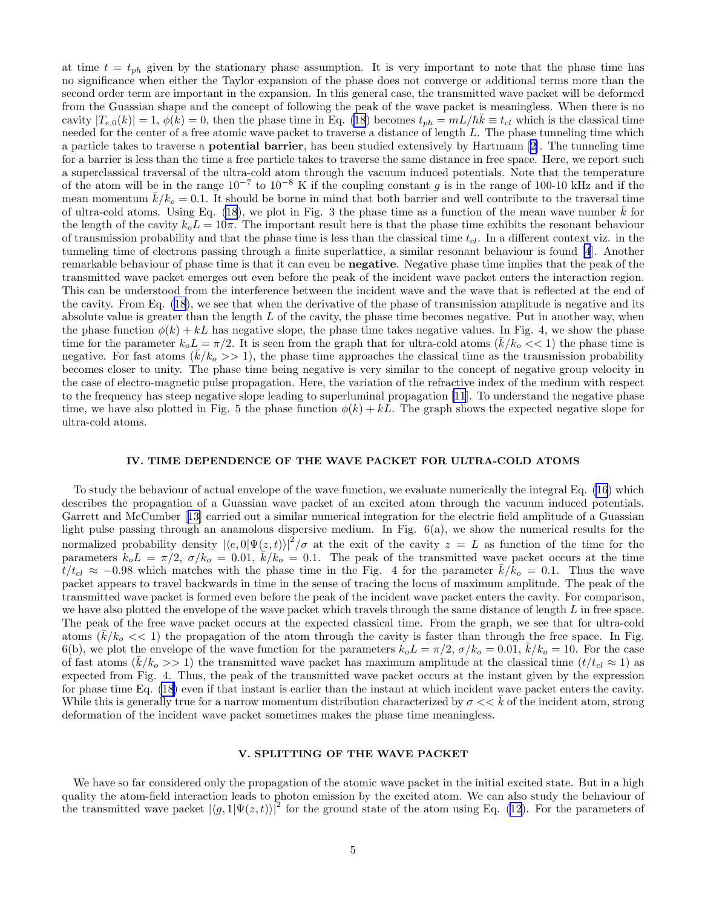at time $t = t_{ph}$ given by the stationary phase assumption. It is very important to note that the phase time has no significance when either the Taylor expansion of the phase does not converge or additional terms more than the second order term are important in the expansion. In this general case, the transmitted wave packet will be deformed from the Guassian shape and the concept of following the peak of the wave packet is meaningless. When there is no cavity $|T_{e,0}(k)| = 1$, $\phi(k) = 0$, then the phase time in Eq. (18) becomes $t_{ph} = mL/\hbar\bar{k} \equiv t_{cl}$ which is the classical time needed for the center of a free atomic wave packet to traverse a distance of length $L$. The phase tunneling time which a particle takes to traverse a **potential barrier**, has been studied extensively by Hartmann [2]. The tunneling time for a barrier is less than the time a free particle takes to traverse the same distance in free space. Here, we report such a superclassical traversal of the ultra-cold atom through the vacuum induced potentials. Note that the temperature of the atom will be in the range $10^{-7}$ to $10^{-8}$ K if the coupling constant $g$ is in the range of 100-10 kHz and if the mean momentum $\bar{k}/k_o = 0.1$. It should be borne in mind that both barrier and well contribute to the traversal time of ultra-cold atoms. Using Eq. (18), we plot in Fig. 3 the phase time as a function of the mean wave number $\bar{k}$ for the length of the cavity $k_oL = 10\pi$. The important result here is that the phase time exhibits the resonant behaviour of transmission probability and that the phase time is less than the classical time $t_{cl}$. In a different context viz. in the tunneling time of electrons passing through a finite superlattice, a similar resonant behaviour is found [4]. Another remarkable behaviour of phase time is that it can even be **negative**. Negative phase time implies that the peak of the transmitted wave packet emerges out even before the peak of the incident wave packet enters the interaction region. This can be understood from the interference between the incident wave and the wave that is reflected at the end of the cavity. From Eq. (18), we see that when the derivative of the phase of transmission amplitude is negative and its absolute value is greater than the length $L$ of the cavity, the phase time becomes negative. Put in another way, when the phase function $\phi(k) + kL$ has negative slope, the phase time takes negative values. In Fig. 4, we show the phase time for the parameter $k_oL = \pi/2$. It is seen from the graph that for ultra-cold atoms ($\bar{k}/k_o << 1$) the phase time is negative. For fast atoms ($\bar{k}/k_o >> 1$), the phase time approaches the classical time as the transmission probability becomes closer to unity. The phase time being negative is very similar to the concept of negative group velocity in the case of electro-magnetic pulse propagation. Here, the variation of the refractive index of the medium with respect to the frequency has steep negative slope leading to superluminal propagation [11]. To understand the negative phase time, we have also plotted in Fig. 5 the phase function $\phi(k) + kL$. The graph shows the expected negative slope for ultra-cold atoms.

## IV. TIME DEPENDENCE OF THE WAVE PACKET FOR ULTRA-COLD ATOMS

To study the behaviour of actual envelope of the wave function, we evaluate numerically the integral Eq. (16) which describes the propagation of a Guassian wave packet of an excited atom through the vacuum induced potentials. Garrett and McCumber [13] carried out a similar numerical integration for the electric field amplitude of a Guassian light pulse passing through an anamolous dispersive medium. In Fig. 6(a), we show the numerical results for the normalized probability density $|\langle e, 0|\Psi(z,t)\rangle|^2/\sigma$ at the exit of the cavity $z = L$ as function of the time for the parameters $k_oL = \pi/2$, $\sigma/k_o = 0.01$, $\bar{k}/k_o = 0.1$. The peak of the transmitted wave packet occurs at the time $t/t_{cl} \approx -0.98$ which matches with the phase time in the Fig. 4 for the parameter $\bar{k}/k_o = 0.1$. Thus the wave packet appears to travel backwards in time in the sense of tracing the locus of maximum amplitude. The peak of the transmitted wave packet is formed even before the peak of the incident wave packet enters the cavity. For comparison, we have also plotted the envelope of the wave packet which travels through the same distance of length $L$ in free space. The peak of the free wave packet occurs at the expected classical time. From the graph, we see that for ultra-cold atoms ($\bar{k}/k_o << 1$) the propagation of the atom through the cavity is faster than through the free space. In Fig. 6(b), we plot the envelope of the wave function for the parameters $k_oL = \pi/2$, $\sigma/k_o = 0.01$, $\bar{k}/k_o = 10$. For the case of fast atoms ($\bar{k}/k_o >> 1$) the transmitted wave packet has maximum amplitude at the classical time ($t/t_{cl} \approx 1$) as expected from Fig. 4. Thus, the peak of the transmitted wave packet occurs at the instant given by the expression for phase time Eq. (18) even if that instant is earlier than the instant at which incident wave packet enters the cavity. While this is generally true for a narrow momentum distribution characterized by $\sigma << \bar{k}$ of the incident atom, strong deformation of the incident wave packet sometimes makes the phase time meaningless.

## V. SPLITTING OF THE WAVE PACKET

We have so far considered only the propagation of the atomic wave packet in the initial excited state. But in a high quality the atom-field interaction leads to photon emission by the excited atom. We can also study the behaviour of the transmitted wave packet $|\langle g, 1|\Psi(z,t)\rangle|^2$ for the ground state of the atom using Eq. (12). For the parameters of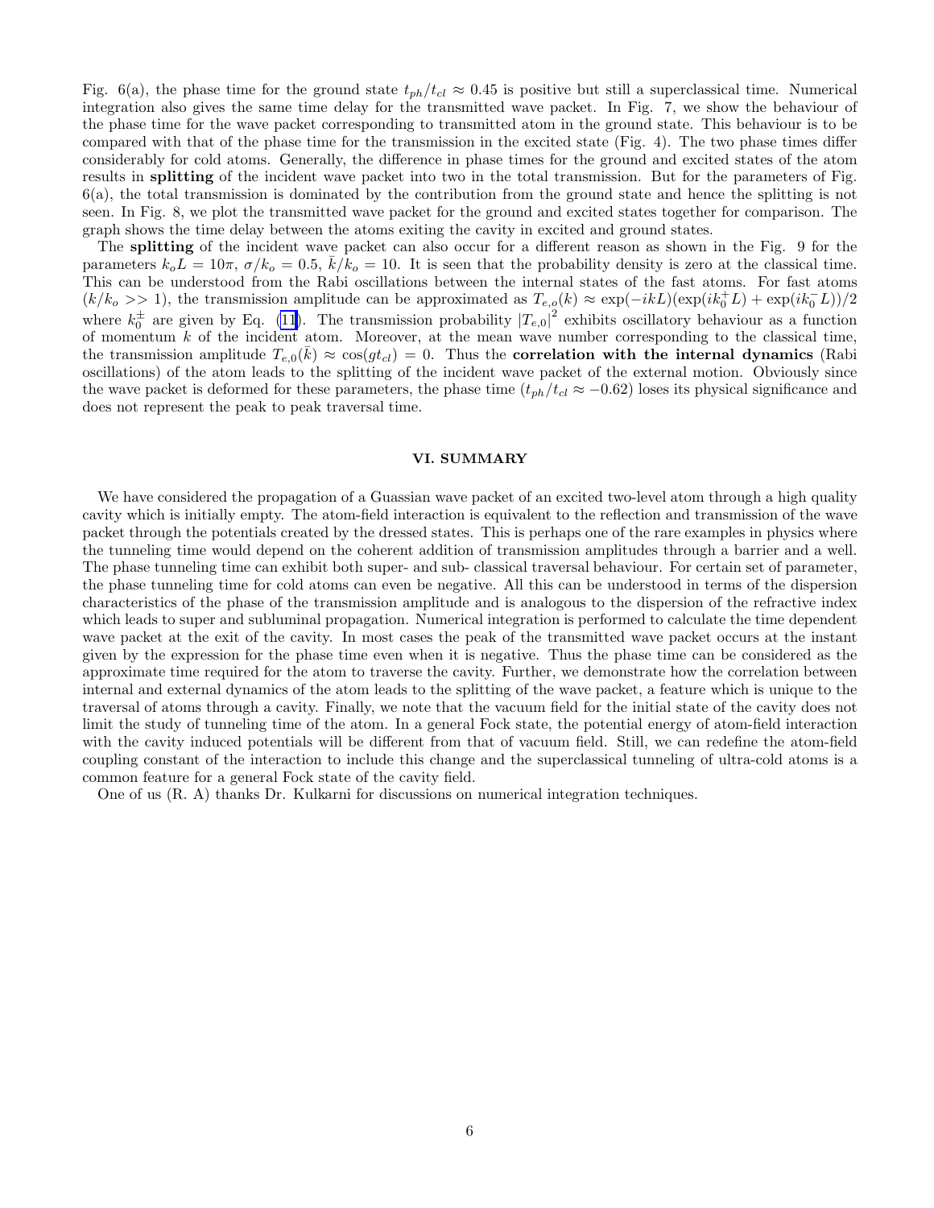Fig. 6(a), the phase time for the ground state $t_{ph}/t_{cl} \approx 0.45$ is positive but still a superclassical time. Numerical integration also gives the same time delay for the transmitted wave packet. In Fig. 7, we show the behaviour of the phase time for the wave packet corresponding to transmitted atom in the ground state. This behaviour is to be compared with that of the phase time for the transmission in the excited state (Fig. 4). The two phase times differ considerably for cold atoms. Generally, the difference in phase times for the ground and excited states of the atom results in **splitting** of the incident wave packet into two in the total transmission. But for the parameters of Fig. 6(a), the total transmission is dominated by the contribution from the ground state and hence the splitting is not seen. In Fig. 8, we plot the transmitted wave packet for the ground and excited states together for comparison. The graph shows the time delay between the atoms exiting the cavity in excited and ground states.

The **splitting** of the incident wave packet can also occur for a different reason as shown in the Fig. 9 for the parameters $k_oL = 10\pi$, $\sigma/k_o = 0.5$, $\bar{k}/k_o = 10$. It is seen that the probability density is zero at the classical time. This can be understood from the Rabi oscillations between the internal states of the fast atoms. For fast atoms $(k/k_o >> 1)$, the transmission amplitude can be approximated as $T_{e,o}(k) \approx \exp(-ikL)(\exp(ik_0^+L) + \exp(ik_0^-L))/2$ where $k_0^{\pm}$ are given by Eq. (11). The transmission probability $|T_{e,0}|^2$ exhibits oscillatory behaviour as a function of momentum $k$ of the incident atom. Moreover, at the mean wave number corresponding to the classical time, the transmission amplitude $T_{e,0}(\bar{k}) \approx \cos(gt_{cl}) = 0$. Thus the **correlation with the internal dynamics** (Rabi oscillations) of the atom leads to the splitting of the incident wave packet of the external motion. Obviously since the wave packet is deformed for these parameters, the phase time ($t_{ph}/t_{cl} \approx -0.62$) loses its physical significance and does not represent the peak to peak traversal time.

## VI. SUMMARY

We have considered the propagation of a Guassian wave packet of an excited two-level atom through a high quality cavity which is initially empty. The atom-field interaction is equivalent to the reflection and transmission of the wave packet through the potentials created by the dressed states. This is perhaps one of the rare examples in physics where the tunneling time would depend on the coherent addition of transmission amplitudes through a barrier and a well. The phase tunneling time can exhibit both super- and sub- classical traversal behaviour. For certain set of parameter, the phase tunneling time for cold atoms can even be negative. All this can be understood in terms of the dispersion characteristics of the phase of the transmission amplitude and is analogous to the dispersion of the refractive index which leads to super and subluminal propagation. Numerical integration is performed to calculate the time dependent wave packet at the exit of the cavity. In most cases the peak of the transmitted wave packet occurs at the instant given by the expression for the phase time even when it is negative. Thus the phase time can be considered as the approximate time required for the atom to traverse the cavity. Further, we demonstrate how the correlation between internal and external dynamics of the atom leads to the splitting of the wave packet, a feature which is unique to the traversal of atoms through a cavity. Finally, we note that the vacuum field for the initial state of the cavity does not limit the study of tunneling time of the atom. In a general Fock state, the potential energy of atom-field interaction with the cavity induced potentials will be different from that of vacuum field. Still, we can redefine the atom-field coupling constant of the interaction to include this change and the superclassical tunneling of ultra-cold atoms is a common feature for a general Fock state of the cavity field.

One of us (R. A) thanks Dr. Kulkarni for discussions on numerical integration techniques.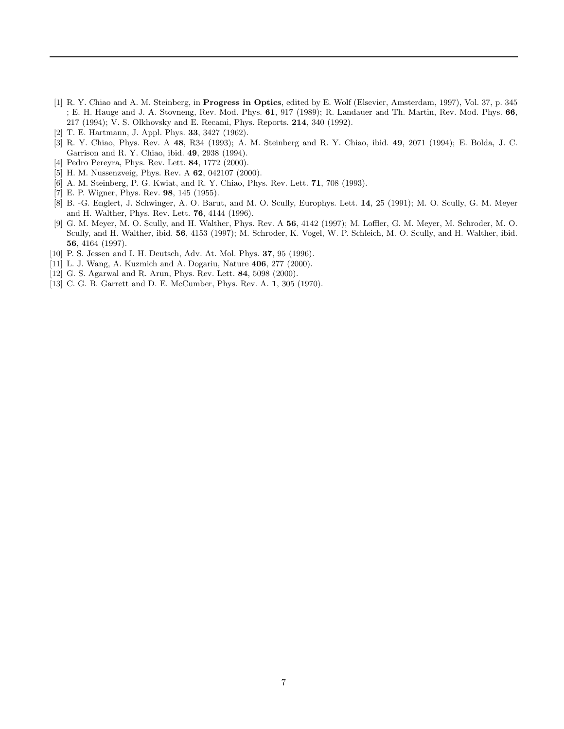[1] R. Y. Chiao and A. M. Steinberg, in **Progress in Optics**, edited by E. Wolf (Elsevier, Amsterdam, 1997), Vol. 37, p. 345 ; E. H. Hauge and J. A. Stovneng, Rev. Mod. Phys. **61**, 917 (1989); R. Landauer and Th. Martin, Rev. Mod. Phys. **66**, 217 (1994); V. S. Olkhovsky and E. Recami, Phys. Reports. **214**, 340 (1992).

[2] T. E. Hartmann, J. Appl. Phys. **33**, 3427 (1962).

[3] R. Y. Chiao, Phys. Rev. A **48**, R34 (1993); A. M. Steinberg and R. Y. Chiao, ibid. **49**, 2071 (1994); E. Bolda, J. C. Garrison and R. Y. Chiao, ibid. **49**, 2938 (1994).

[4] Pedro Pereyra, Phys. Rev. Lett. **84**, 1772 (2000).

[5] H. M. Nussenzveig, Phys. Rev. A **62**, 042107 (2000).

[6] A. M. Steinberg, P. G. Kwiat, and R. Y. Chiao, Phys. Rev. Lett. **71**, 708 (1993).

[7] E. P. Wigner, Phys. Rev. **98**, 145 (1955).

[8] B. -G. Englert, J. Schwinger, A. O. Barut, and M. O. Scully, Europhys. Lett. **14**, 25 (1991); M. O. Scully, G. M. Meyer and H. Walther, Phys. Rev. Lett. **76**, 4144 (1996).

[9] G. M. Meyer, M. O. Scully, and H. Walther, Phys. Rev. A **56**, 4142 (1997); M. Loffler, G. M. Meyer, M. Schroder, M. O. Scully, and H. Walther, ibid. **56**, 4153 (1997); M. Schroder, K. Vogel, W. P. Schleich, M. O. Scully, and H. Walther, ibid. **56**, 4164 (1997).

[10] P. S. Jessen and I. H. Deutsch, Adv. At. Mol. Phys. **37**, 95 (1996).

[11] L. J. Wang, A. Kuzmich and A. Dogariu, Nature **406**, 277 (2000).

[12] G. S. Agarwal and R. Arun, Phys. Rev. Lett. **84**, 5098 (2000).

[13] C. G. B. Garrett and D. E. McCumber, Phys. Rev. A. **1**, 305 (1970).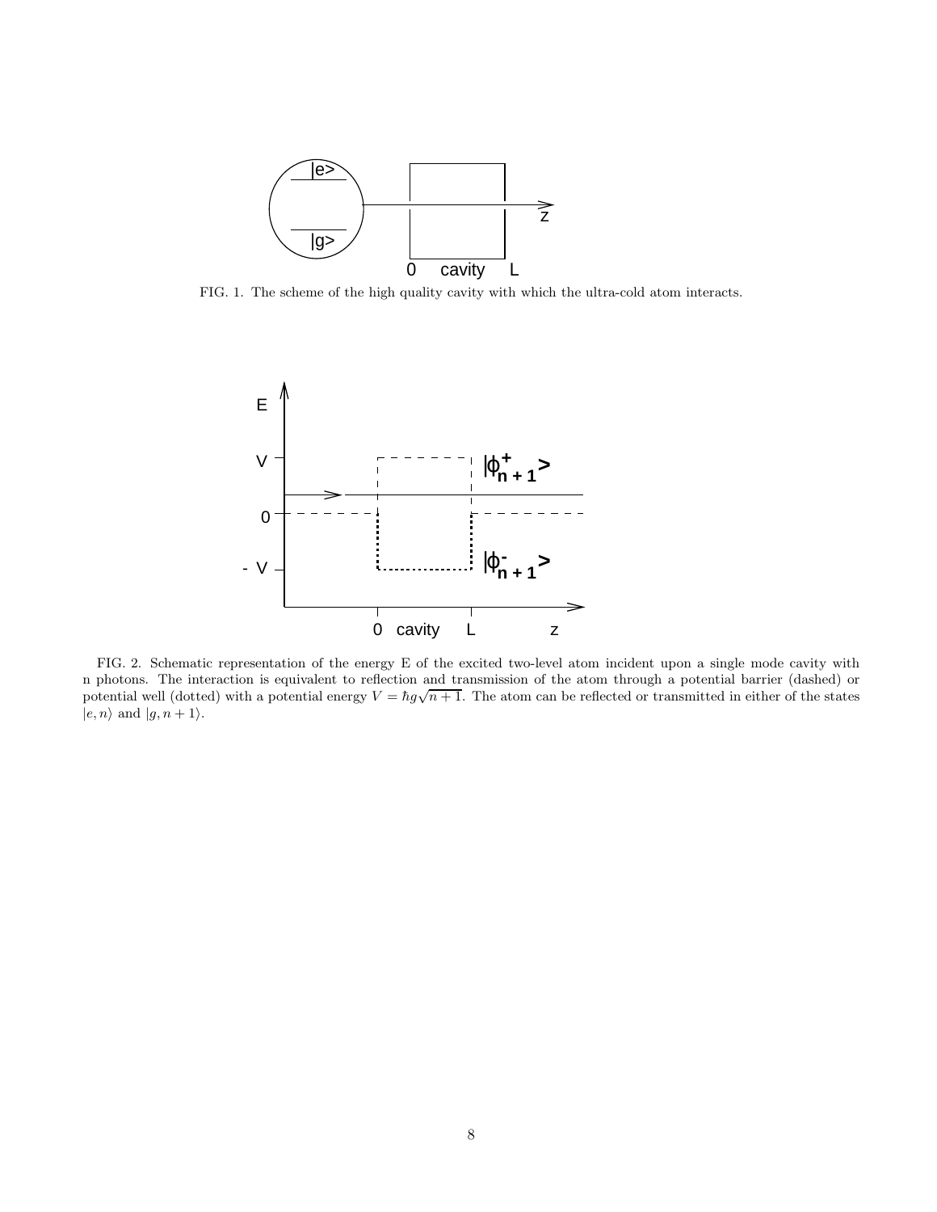FIG. 1. The scheme of the high quality cavity with which the ultra-cold atom interacts.

FIG. 2. Schematic representation of the energy E of the excited two-level atom incident upon a single mode cavity with n photons. The interaction is equivalent to reflection and transmission of the atom through a potential barrier (dashed) or potential well (dotted) with a potential energy $V = \hbar g\sqrt{n+1}$. The atom can be reflected or transmitted in either of the states $|e, n\rangle$ and $|g, n+1\rangle$.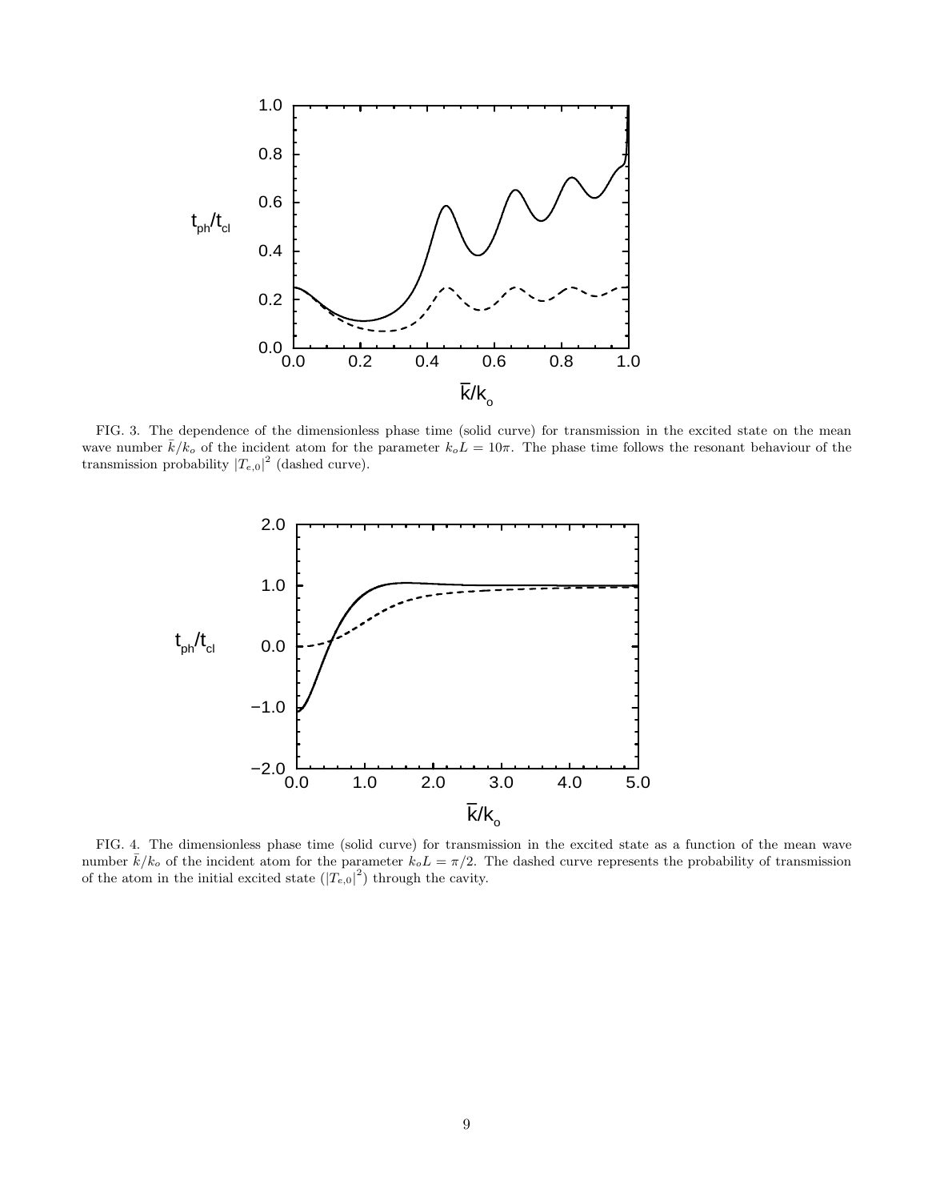FIG. 3. The dependence of the dimensionless phase time (solid curve) for transmission in the excited state on the mean wave number $\bar{k}/k_o$ of the incident atom for the parameter $k_oL = 10\pi$. The phase time follows the resonant behaviour of the transmission probability $|T_{e,0}|^2$ (dashed curve).

FIG. 4. The dimensionless phase time (solid curve) for transmission in the excited state as a function of the mean wave number $\bar{k}/k_o$ of the incident atom for the parameter $k_oL = \pi/2$. The dashed curve represents the probability of transmission of the atom in the initial excited state ($|T_{e,0}|^2$) through the cavity.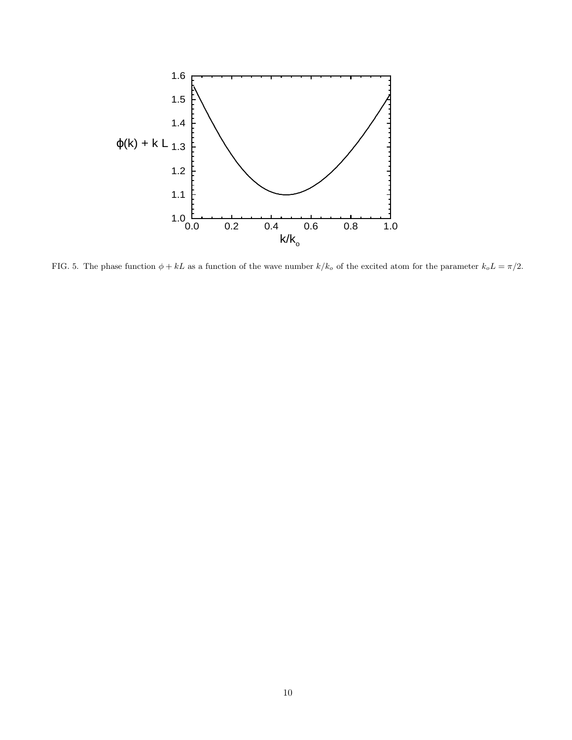FIG. 5. The phase function $\phi + kL$ as a function of the wave number $k/k_o$ of the excited atom for the parameter $k_oL = \pi/2$.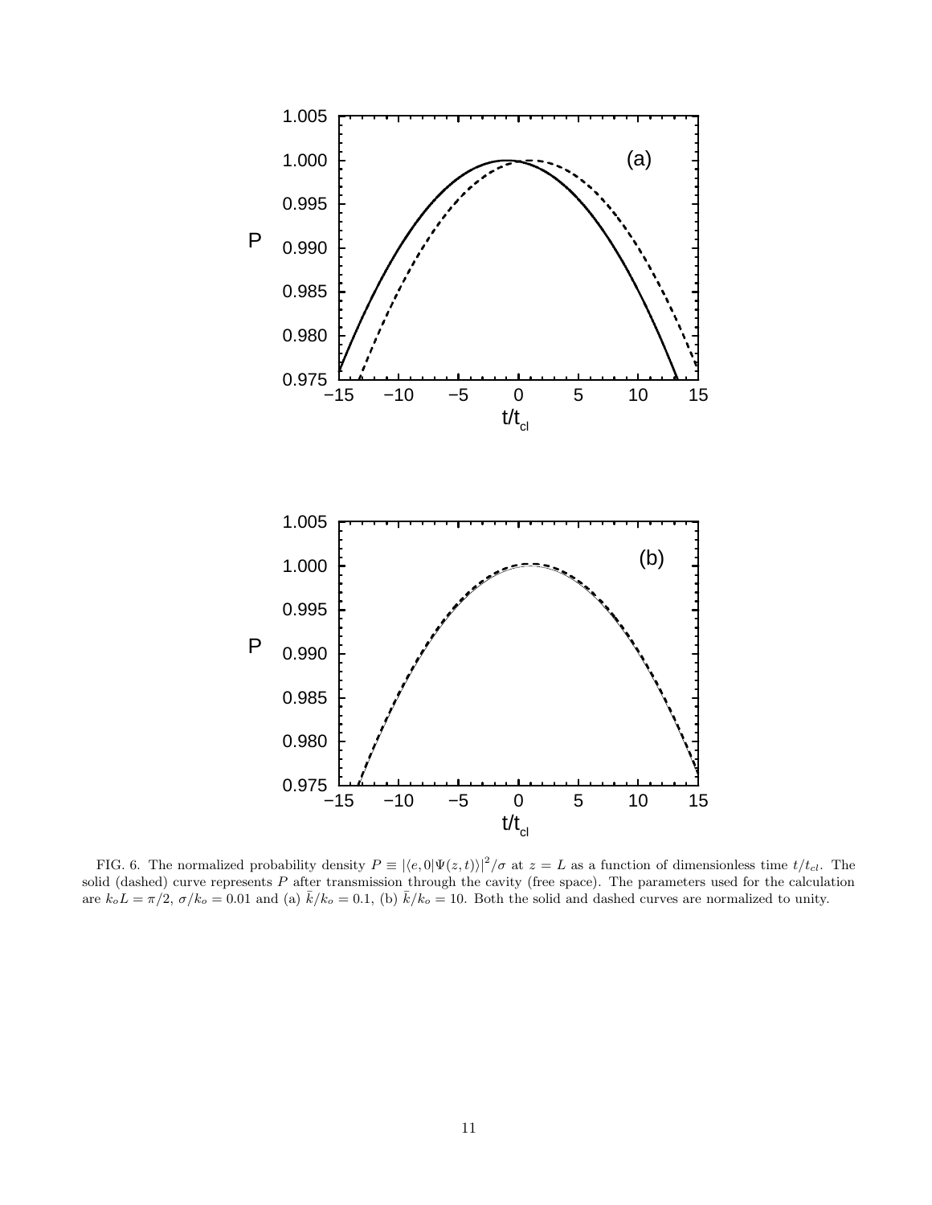FIG. 6. The normalized probability density $P \equiv |\langle e, 0|\Psi(z,t)\rangle|^2/\sigma$ at $z = L$ as a function of dimensionless time $t/t_{cl}$. The solid (dashed) curve represents $P$ after transmission through the cavity (free space). The parameters used for the calculation are $k_o L = \pi/2$, $\sigma/k_o = 0.01$ and (a) $\bar{k}/k_o = 0.1$, (b) $\bar{k}/k_o = 10$. Both the solid and dashed curves are normalized to unity.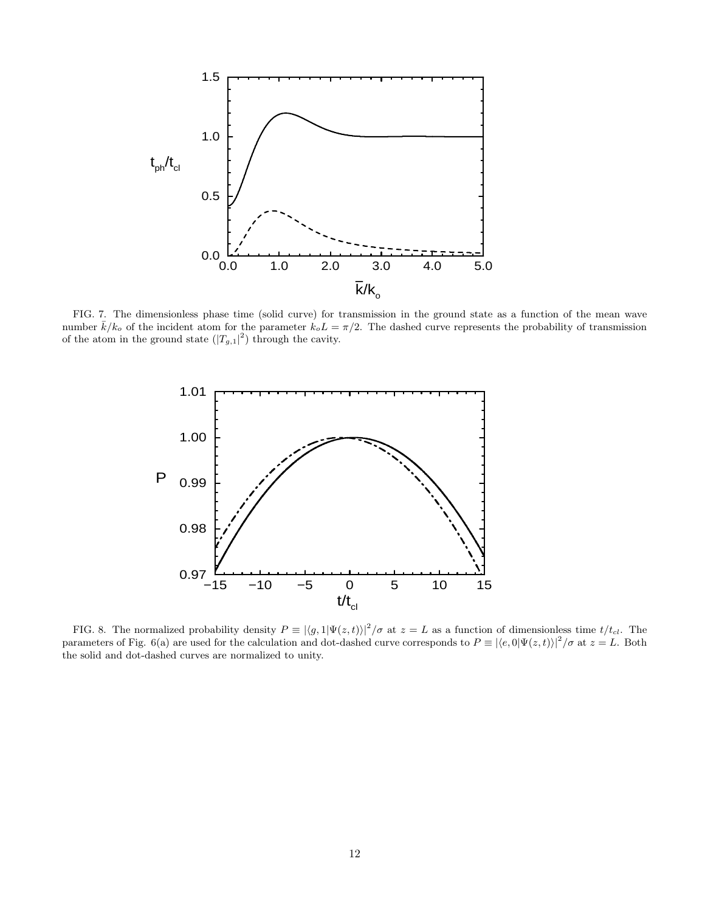FIG. 7. The dimensionless phase time (solid curve) for transmission in the ground state as a function of the mean wave number $\bar{k}/k_o$ of the incident atom for the parameter $k_oL = \pi/2$. The dashed curve represents the probability of transmission of the atom in the ground state ($|T_{g,1}|^2$) through the cavity.

FIG. 8. The normalized probability density $P \equiv |\langle g, 1|\Psi(z,t)\rangle|^2/\sigma$ at $z = L$ as a function of dimensionless time $t/t_{cl}$. The parameters of Fig. 6(a) are used for the calculation and dot-dashed curve corresponds to $P \equiv |\langle e, 0|\Psi(z,t)\rangle|^2/\sigma$ at $z = L$. Both the solid and dot-dashed curves are normalized to unity.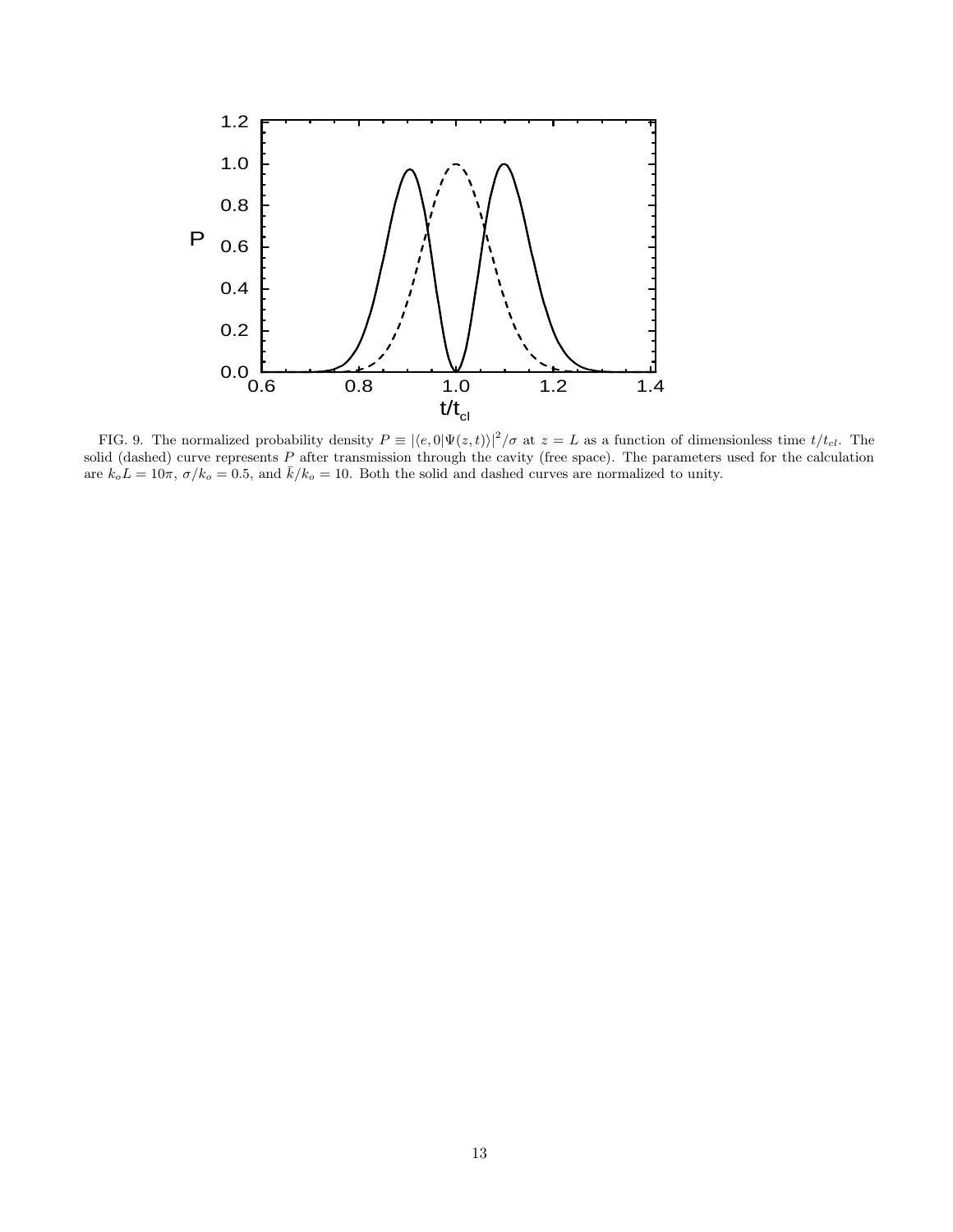1.2
1.0
0.8
P 0.6
0.4
0.2
0.0
0.6 0.8 1.0 1.2 1.4
$t/t_{cl}$

FIG. 9. The normalized probability density $P \equiv |\langle e, 0|\Psi(z,t)\rangle|^2/\sigma$ at $z = L$ as a function of dimensionless time $t/t_{cl}$. The solid (dashed) curve represents $P$ after transmission through the cavity (free space). The parameters used for the calculation are $k_o L = 10\pi$, $\sigma/k_o = 0.5$, and $\bar{k}/k_o = 10$. Both the solid and dashed curves are normalized to unity.